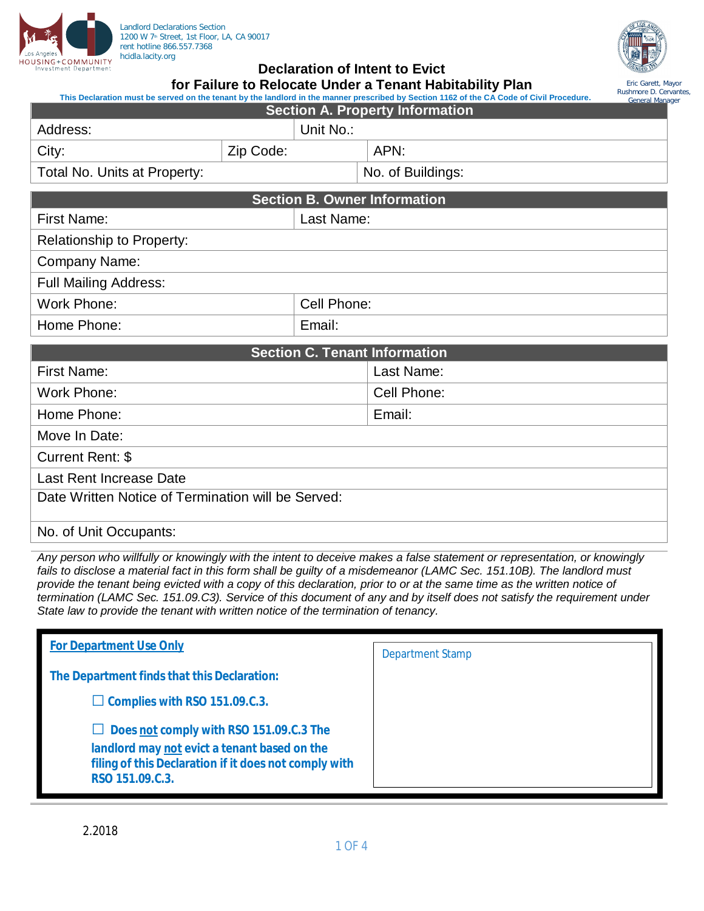Landlord Declarations Section
1200 W 7th Street, 1st Floor, LA, CA 90017
rent hotline 866.557.7368
hcidla.lacity.org

Eric Garett, Mayor
Rushmore D. Cervantes, General Manager

# Declaration of Intent to Evict for Failure to Relocate Under a Tenant Habitability Plan

**This Declaration must be served on the tenant by the landlord in the manner prescribed by Section 1162 of the CA Code of Civil Procedure.**

## Section A. Property Information

| | | |
|---|---|---|
| Address: | Unit No.: | |
| City: | Zip Code: | APN: |
| Total No. Units at Property: | No. of Buildings: | |

## Section B. Owner Information

| | |
|---|---|
| First Name: | Last Name: |
| Relationship to Property: | |
| Company Name: | |
| Full Mailing Address: | |
| Work Phone: | Cell Phone: |
| Home Phone: | Email: |

## Section C. Tenant Information

| | |
|---|---|
| First Name: | Last Name: |
| Work Phone: | Cell Phone: |
| Home Phone: | Email: |
| Move In Date: | |
| Current Rent: $ | |
| Last Rent Increase Date | |
| Date Written Notice of Termination will be Served: | |
| No. of Unit Occupants: | |

*Any person who willfully or knowingly with the intent to deceive makes a false statement or representation, or knowingly fails to disclose a material fact in this form shall be guilty of a misdemeanor (LAMC Sec. 151.10B). The landlord must provide the tenant being evicted with a copy of this declaration, prior to or at the same time as the written notice of termination (LAMC Sec. 151.09.C3). Service of this document of any and by itself does not satisfy the requirement under State law to provide the tenant with written notice of the termination of tenancy.*

**For Department Use Only**

**The Department finds that this Declaration:**

- ☐ **Complies with RSO 151.09.C.3.**
- ☐ **Does not comply with RSO 151.09.C.3 The landlord may not evict a tenant based on the filing of this Declaration if it does not comply with RSO 151.09.C.3.**

Department Stamp

2.2018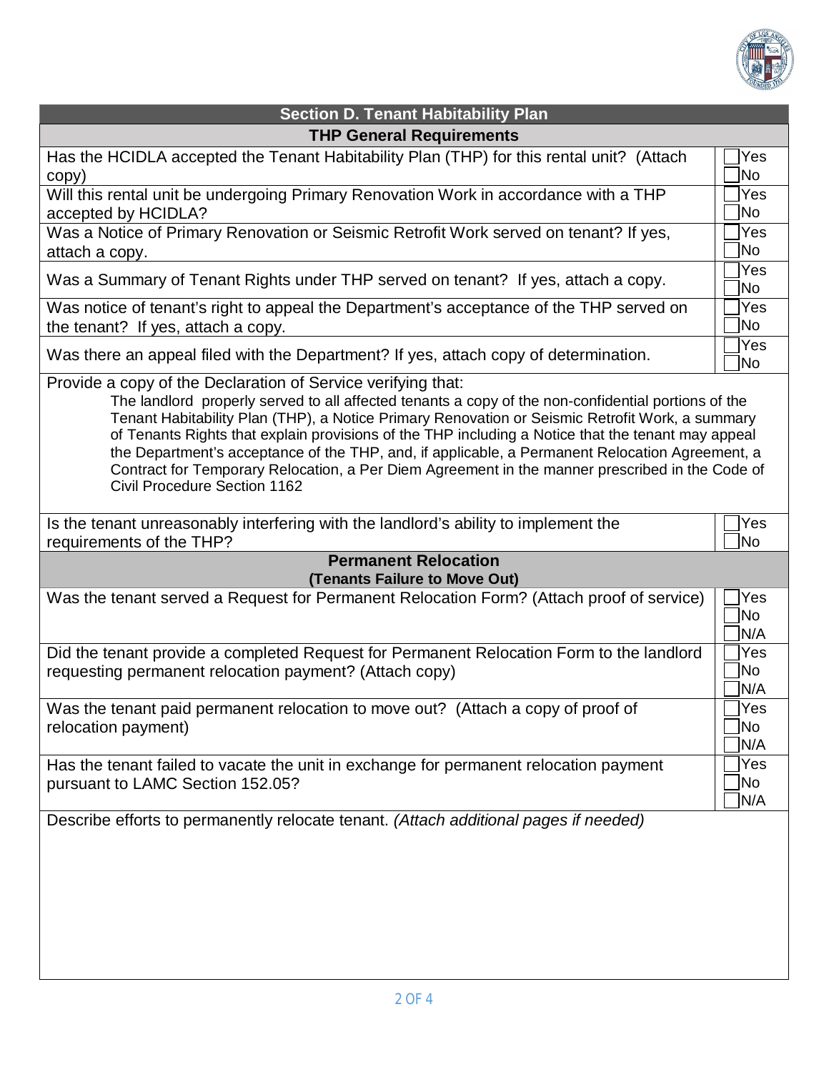## Section D. Tenant Habitability Plan

### THP General Requirements

| Question | Response |
|---|---|
| Has the HCIDLA accepted the Tenant Habitability Plan (THP) for this rental unit? (Attach copy) | ☐ Yes ☐ No |
| Will this rental unit be undergoing Primary Renovation Work in accordance with a THP accepted by HCIDLA? | ☐ Yes ☐ No |
| Was a Notice of Primary Renovation or Seismic Retrofit Work served on tenant? If yes, attach a copy. | ☐ Yes ☐ No |
| Was a Summary of Tenant Rights under THP served on tenant? If yes, attach a copy. | ☐ Yes ☐ No |
| Was notice of tenant's right to appeal the Department's acceptance of the THP served on the tenant? If yes, attach a copy. | ☐ Yes ☐ No |
| Was there an appeal filed with the Department? If yes, attach copy of determination. | ☐ Yes ☐ No |

Provide a copy of the Declaration of Service verifying that:

> The landlord properly served to all affected tenants a copy of the non-confidential portions of the Tenant Habitability Plan (THP), a Notice Primary Renovation or Seismic Retrofit Work, a summary of Tenants Rights that explain provisions of the THP including a Notice that the tenant may appeal the Department's acceptance of the THP, and, if applicable, a Permanent Relocation Agreement, a Contract for Temporary Relocation, a Per Diem Agreement in the manner prescribed in the Code of Civil Procedure Section 1162

| Question | Response |
|---|---|
| Is the tenant unreasonably interfering with the landlord's ability to implement the requirements of the THP? | ☐ Yes ☐ No |

### Permanent Relocation
**(Tenants Failure to Move Out)**

| Question | Response |
|---|---|
| Was the tenant served a Request for Permanent Relocation Form? (Attach proof of service) | ☐ Yes ☐ No ☐ N/A |
| Did the tenant provide a completed Request for Permanent Relocation Form to the landlord requesting permanent relocation payment? (Attach copy) | ☐ Yes ☐ No ☐ N/A |
| Was the tenant paid permanent relocation to move out? (Attach a copy of proof of relocation payment) | ☐ Yes ☐ No ☐ N/A |
| Has the tenant failed to vacate the unit in exchange for permanent relocation payment pursuant to LAMC Section 152.05? | ☐ Yes ☐ No ☐ N/A |

Describe efforts to permanently relocate tenant. *(Attach additional pages if needed)*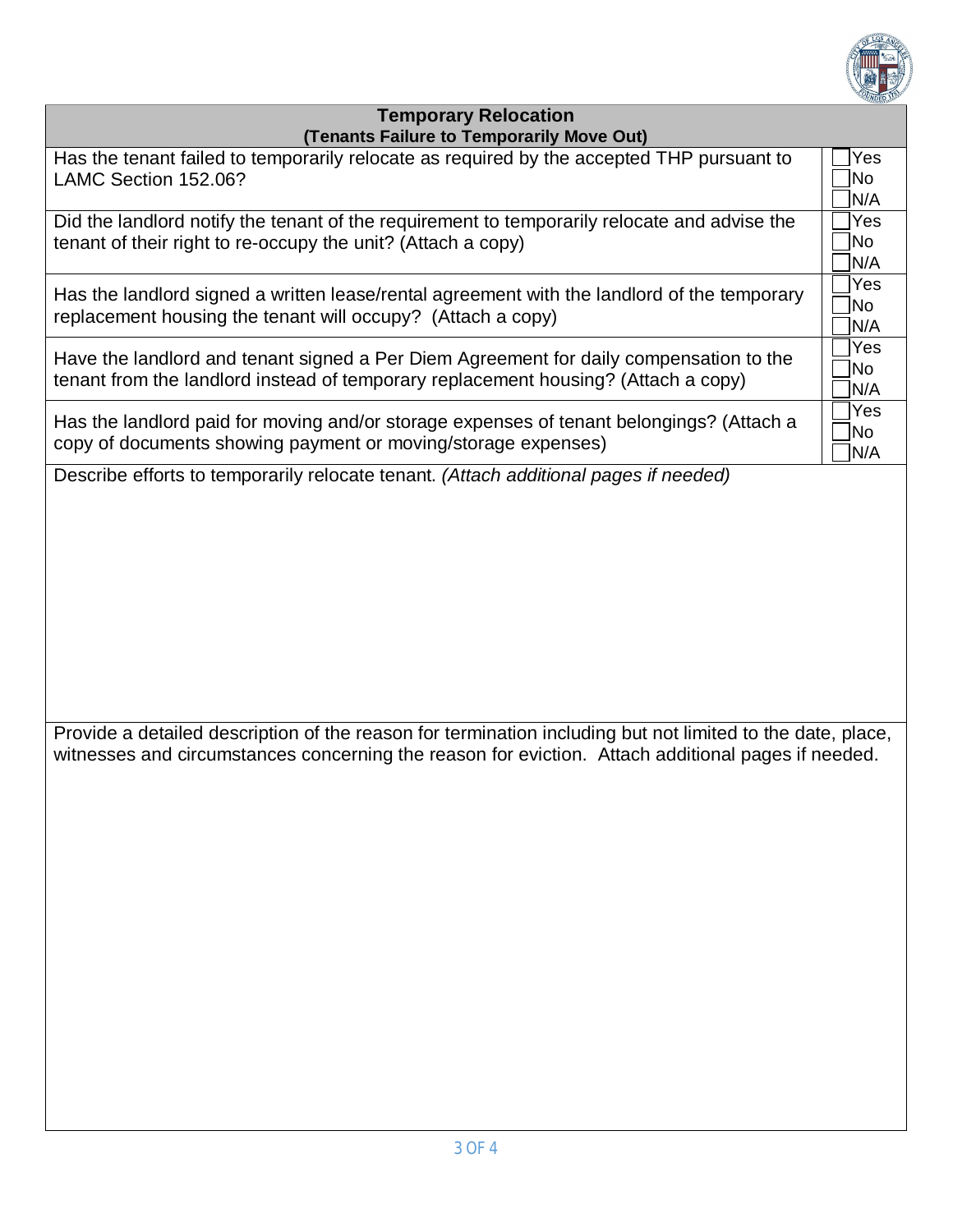## Temporary Relocation
### (Tenants Failure to Temporarily Move Out)

| Question | Response |
|---|---|
| Has the tenant failed to temporarily relocate as required by the accepted THP pursuant to LAMC Section 152.06? | ☐ Yes ☐ No ☐ N/A |
| Did the landlord notify the tenant of the requirement to temporarily relocate and advise the tenant of their right to re-occupy the unit? (Attach a copy) | ☐ Yes ☐ No ☐ N/A |
| Has the landlord signed a written lease/rental agreement with the landlord of the temporary replacement housing the tenant will occupy? (Attach a copy) | ☐ Yes ☐ No ☐ N/A |
| Have the landlord and tenant signed a Per Diem Agreement for daily compensation to the tenant from the landlord instead of temporary replacement housing? (Attach a copy) | ☐ Yes ☐ No ☐ N/A |
| Has the landlord paid for moving and/or storage expenses of tenant belongings? (Attach a copy of documents showing payment or moving/storage expenses) | ☐ Yes ☐ No ☐ N/A |

Describe efforts to temporarily relocate tenant. *(Attach additional pages if needed)*

Provide a detailed description of the reason for termination including but not limited to the date, place, witnesses and circumstances concerning the reason for eviction. Attach additional pages if needed.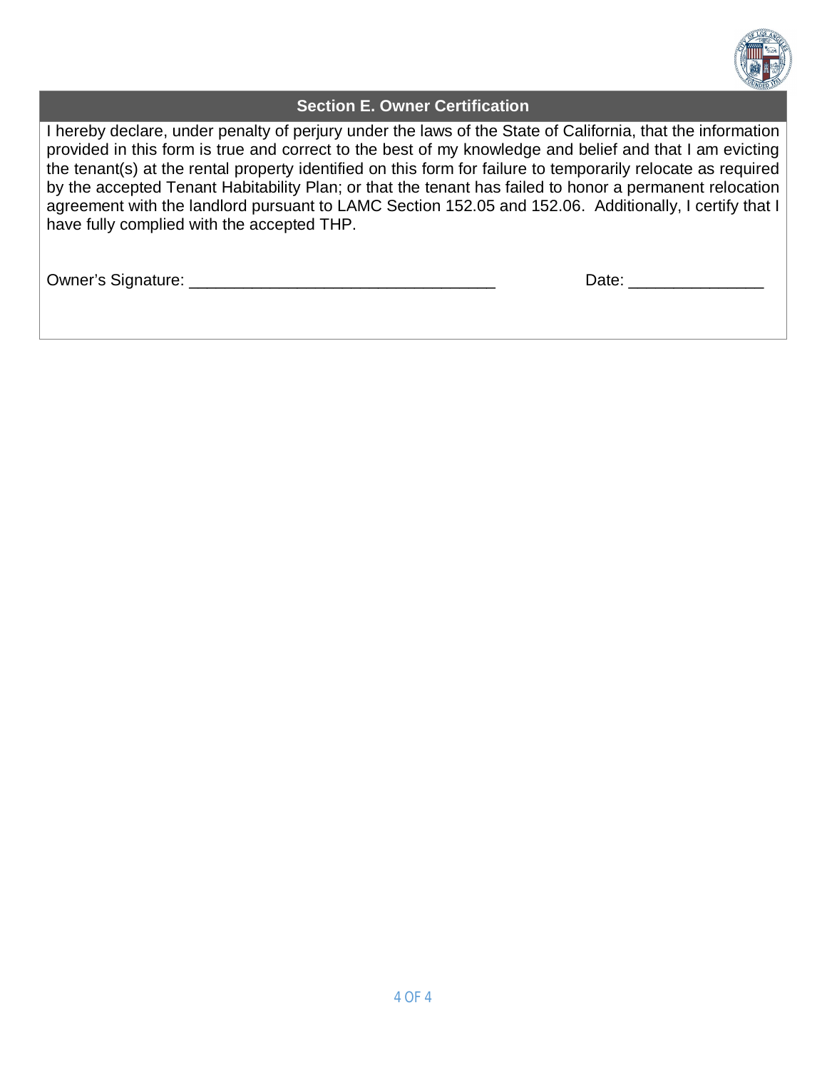## Section E. Owner Certification

I hereby declare, under penalty of perjury under the laws of the State of California, that the information provided in this form is true and correct to the best of my knowledge and belief and that I am evicting the tenant(s) at the rental property identified on this form for failure to temporarily relocate as required by the accepted Tenant Habitability Plan; or that the tenant has failed to honor a permanent relocation agreement with the landlord pursuant to LAMC Section 152.05 and 152.06. Additionally, I certify that I have fully complied with the accepted THP.

Owner's Signature: ___________________________________ Date: _______________